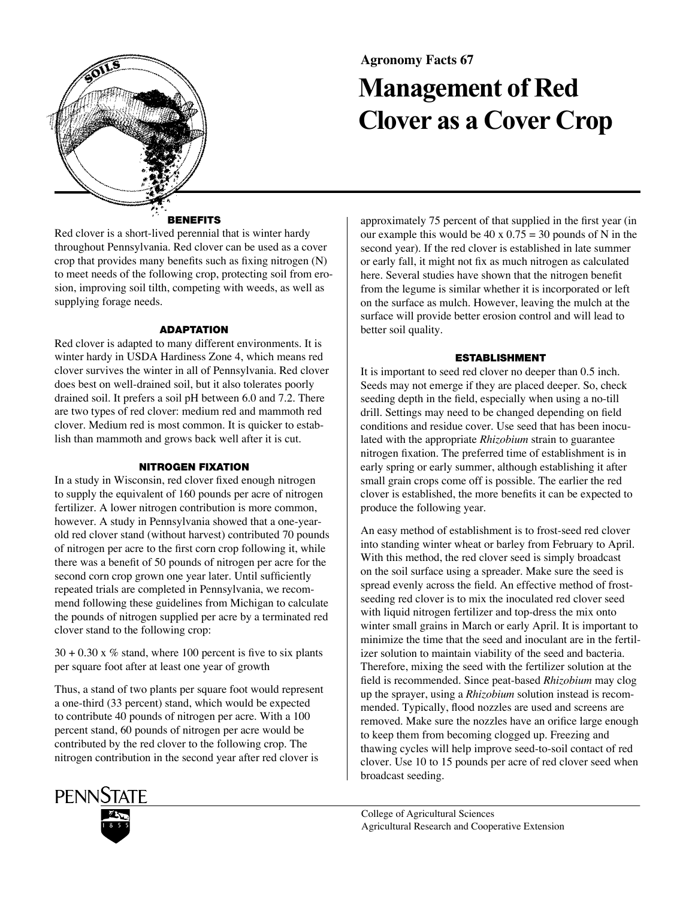Agronomy Facts 67

# Management of Red Clover as a Cover Crop

## BENEFITS

Red clover is a short-lived perennial that is winter hardy throughout Pennsylvania. Red clover can be used as a cover crop that provides many benefits such as fixing nitrogen (N) to meet needs of the following crop, protecting soil from erosion, improving soil tilth, competing with weeds, as well as supplying forage needs.

## ADAPTATION

Red clover is adapted to many different environments. It is winter hardy in USDA Hardiness Zone 4, which means red clover survives the winter in all of Pennsylvania. Red clover does best on well-drained soil, but it also tolerates poorly drained soil. It prefers a soil pH between 6.0 and 7.2. There are two types of red clover: medium red and mammoth red clover. Medium red is most common. It is quicker to establish than mammoth and grows back well after it is cut.

## NITROGEN FIXATION

In a study in Wisconsin, red clover fixed enough nitrogen to supply the equivalent of 160 pounds per acre of nitrogen fertilizer. A lower nitrogen contribution is more common, however. A study in Pennsylvania showed that a one-year-old red clover stand (without harvest) contributed 70 pounds of nitrogen per acre to the first corn crop following it, while there was a benefit of 50 pounds of nitrogen per acre for the second corn crop grown one year later. Until sufficiently repeated trials are completed in Pennsylvania, we recommend following these guidelines from Michigan to calculate the pounds of nitrogen supplied per acre by a terminated red clover stand to the following crop:

$30 + 0.30 \times \%$ stand, where 100 percent is five to six plants per square foot after at least one year of growth

Thus, a stand of two plants per square foot would represent a one-third (33 percent) stand, which would be expected to contribute 40 pounds of nitrogen per acre. With a 100 percent stand, 60 pounds of nitrogen per acre would be contributed by the red clover to the following crop. The nitrogen contribution in the second year after red clover is approximately 75 percent of that supplied in the first year (in our example this would be $40 \times 0.75 = 30$ pounds of N in the second year). If the red clover is established in late summer or early fall, it might not fix as much nitrogen as calculated here. Several studies have shown that the nitrogen benefit from the legume is similar whether it is incorporated or left on the surface as mulch. However, leaving the mulch at the surface will provide better erosion control and will lead to better soil quality.

## ESTABLISHMENT

It is important to seed red clover no deeper than 0.5 inch. Seeds may not emerge if they are placed deeper. So, check seeding depth in the field, especially when using a no-till drill. Settings may need to be changed depending on field conditions and residue cover. Use seed that has been inoculated with the appropriate *Rhizobium* strain to guarantee nitrogen fixation. The preferred time of establishment is in early spring or early summer, although establishing it after small grain crops come off is possible. The earlier the red clover is established, the more benefits it can be expected to produce the following year.

An easy method of establishment is to frost-seed red clover into standing winter wheat or barley from February to April. With this method, the red clover seed is simply broadcast on the soil surface using a spreader. Make sure the seed is spread evenly across the field. An effective method of frost-seeding red clover is to mix the inoculated red clover seed with liquid nitrogen fertilizer and top-dress the mix onto winter small grains in March or early April. It is important to minimize the time that the seed and inoculant are in the fertilizer solution to maintain viability of the seed and bacteria. Therefore, mixing the seed with the fertilizer solution at the field is recommended. Since peat-based *Rhizobium* may clog up the sprayer, using a *Rhizobium* solution instead is recommended. Typically, flood nozzles are used and screens are removed. Make sure the nozzles have an orifice large enough to keep them from becoming clogged up. Freezing and thawing cycles will help improve seed-to-soil contact of red clover. Use 10 to 15 pounds per acre of red clover seed when broadcast seeding.

PennState

College of Agricultural Sciences
Agricultural Research and Cooperative Extension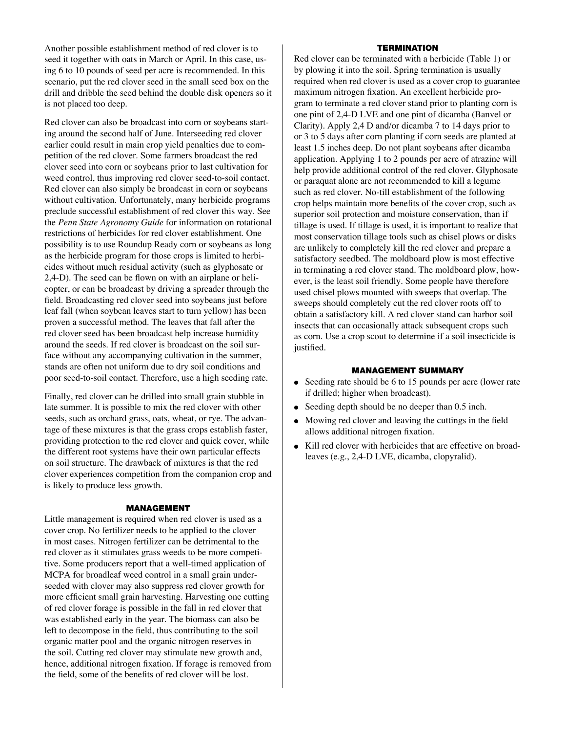Another possible establishment method of red clover is to seed it together with oats in March or April. In this case, using 6 to 10 pounds of seed per acre is recommended. In this scenario, put the red clover seed in the small seed box on the drill and dribble the seed behind the double disk openers so it is not placed too deep.

Red clover can also be broadcast into corn or soybeans starting around the second half of June. Interseeding red clover earlier could result in main crop yield penalties due to competition of the red clover. Some farmers broadcast the red clover seed into corn or soybeans prior to last cultivation for weed control, thus improving red clover seed-to-soil contact. Red clover can also simply be broadcast in corn or soybeans without cultivation. Unfortunately, many herbicide programs preclude successful establishment of red clover this way. See the *Penn State Agronomy Guide* for information on rotational restrictions of herbicides for red clover establishment. One possibility is to use Roundup Ready corn or soybeans as long as the herbicide program for those crops is limited to herbicides without much residual activity (such as glyphosate or 2,4-D). The seed can be flown on with an airplane or helicopter, or can be broadcast by driving a spreader through the field. Broadcasting red clover seed into soybeans just before leaf fall (when soybean leaves start to turn yellow) has been proven a successful method. The leaves that fall after the red clover seed has been broadcast help increase humidity around the seeds. If red clover is broadcast on the soil surface without any accompanying cultivation in the summer, stands are often not uniform due to dry soil conditions and poor seed-to-soil contact. Therefore, use a high seeding rate.

Finally, red clover can be drilled into small grain stubble in late summer. It is possible to mix the red clover with other seeds, such as orchard grass, oats, wheat, or rye. The advantage of these mixtures is that the grass crops establish faster, providing protection to the red clover and quick cover, while the different root systems have their own particular effects on soil structure. The drawback of mixtures is that the red clover experiences competition from the companion crop and is likely to produce less growth.

## MANAGEMENT

Little management is required when red clover is used as a cover crop. No fertilizer needs to be applied to the clover in most cases. Nitrogen fertilizer can be detrimental to the red clover as it stimulates grass weeds to be more competitive. Some producers report that a well-timed application of MCPA for broadleaf weed control in a small grain underseeded with clover may also suppress red clover growth for more efficient small grain harvesting. Harvesting one cutting of red clover forage is possible in the fall in red clover that was established early in the year. The biomass can also be left to decompose in the field, thus contributing to the soil organic matter pool and the organic nitrogen reserves in the soil. Cutting red clover may stimulate new growth and, hence, additional nitrogen fixation. If forage is removed from the field, some of the benefits of red clover will be lost.

## TERMINATION

Red clover can be terminated with a herbicide (Table 1) or by plowing it into the soil. Spring termination is usually required when red clover is used as a cover crop to guarantee maximum nitrogen fixation. An excellent herbicide program to terminate a red clover stand prior to planting corn is one pint of 2,4-D LVE and one pint of dicamba (Banvel or Clarity). Apply 2,4 D and/or dicamba 7 to 14 days prior to or 3 to 5 days after corn planting if corn seeds are planted at least 1.5 inches deep. Do not plant soybeans after dicamba application. Applying 1 to 2 pounds per acre of atrazine will help provide additional control of the red clover. Glyphosate or paraquat alone are not recommended to kill a legume such as red clover. No-till establishment of the following crop helps maintain more benefits of the cover crop, such as superior soil protection and moisture conservation, than if tillage is used. If tillage is used, it is important to realize that most conservation tillage tools such as chisel plows or disks are unlikely to completely kill the red clover and prepare a satisfactory seedbed. The moldboard plow is most effective in terminating a red clover stand. The moldboard plow, however, is the least soil friendly. Some people have therefore used chisel plows mounted with sweeps that overlap. The sweeps should completely cut the red clover roots off to obtain a satisfactory kill. A red clover stand can harbor soil insects that can occasionally attack subsequent crops such as corn. Use a crop scout to determine if a soil insecticide is justified.

## MANAGEMENT SUMMARY

- Seeding rate should be 6 to 15 pounds per acre (lower rate if drilled; higher when broadcast).
- Seeding depth should be no deeper than 0.5 inch.
- Mowing red clover and leaving the cuttings in the field allows additional nitrogen fixation.
- Kill red clover with herbicides that are effective on broadleaves (e.g., 2,4-D LVE, dicamba, clopyralid).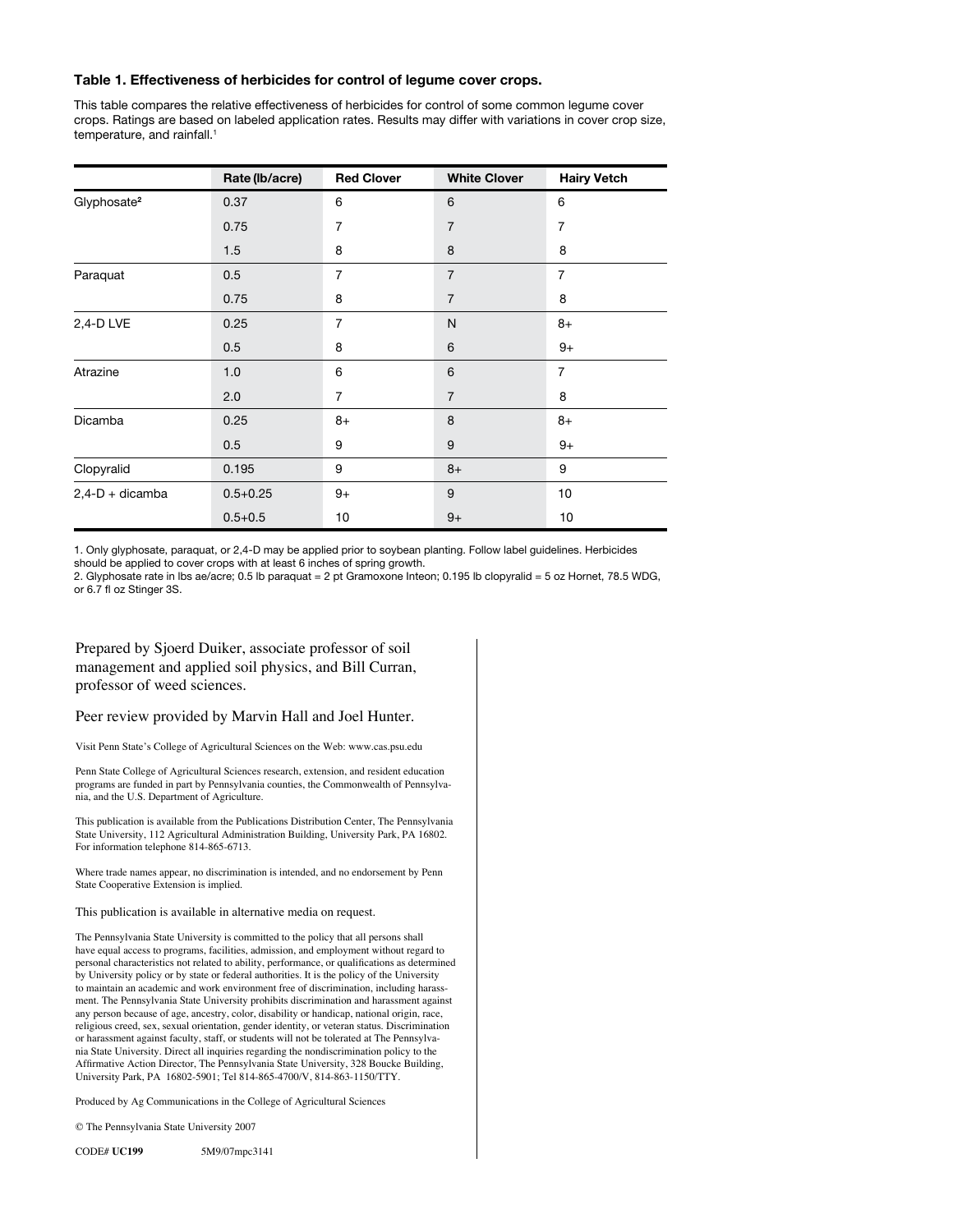**Table 1. Effectiveness of herbicides for control of legume cover crops.**

This table compares the relative effectiveness of herbicides for control of some common legume cover crops. Ratings are based on labeled application rates. Results may differ with variations in cover crop size, temperature, and rainfall.[1]

| | Rate (lb/acre) | Red Clover | White Clover | Hairy Vetch |
|---|---|---|---|---|
| Glyphosate[2] | 0.37 | 6 | 6 | 6 |
| | 0.75 | 7 | 7 | 7 |
| | 1.5 | 8 | 8 | 8 |
| Paraquat | 0.5 | 7 | 7 | 7 |
| | 0.75 | 8 | 7 | 8 |
| 2,4-D LVE | 0.25 | 7 | N | 8+ |
| | 0.5 | 8 | 6 | 9+ |
| Atrazine | 1.0 | 6 | 6 | 7 |
| | 2.0 | 7 | 7 | 8 |
| Dicamba | 0.25 | 8+ | 8 | 8+ |
| | 0.5 | 9 | 9 | 9+ |
| Clopyralid | 0.195 | 9 | 8+ | 9 |
| 2,4-D + dicamba | 0.5+0.25 | 9+ | 9 | 10 |
| | 0.5+0.5 | 10 | 9+ | 10 |

1. Only glyphosate, paraquat, or 2,4-D may be applied prior to soybean planting. Follow label guidelines. Herbicides should be applied to cover crops with at least 6 inches of spring growth.
2. Glyphosate rate in lbs ae/acre; 0.5 lb paraquat = 2 pt Gramoxone Inteon; 0.195 lb clopyralid = 5 oz Hornet, 78.5 WDG, or 6.7 fl oz Stinger 3S.

Prepared by Sjoerd Duiker, associate professor of soil management and applied soil physics, and Bill Curran, professor of weed sciences.

Peer review provided by Marvin Hall and Joel Hunter.

Visit Penn State's College of Agricultural Sciences on the Web: www.cas.psu.edu

Penn State College of Agricultural Sciences research, extension, and resident education programs are funded in part by Pennsylvania counties, the Commonwealth of Pennsylvania, and the U.S. Department of Agriculture.

This publication is available from the Publications Distribution Center, The Pennsylvania State University, 112 Agricultural Administration Building, University Park, PA 16802. For information telephone 814-865-6713.

Where trade names appear, no discrimination is intended, and no endorsement by Penn State Cooperative Extension is implied.

This publication is available in alternative media on request.

The Pennsylvania State University is committed to the policy that all persons shall have equal access to programs, facilities, admission, and employment without regard to personal characteristics not related to ability, performance, or qualifications as determined by University policy or by state or federal authorities. It is the policy of the University to maintain an academic and work environment free of discrimination, including harassment. The Pennsylvania State University prohibits discrimination and harassment against any person because of age, ancestry, color, disability or handicap, national origin, race, religious creed, sex, sexual orientation, gender identity, or veteran status. Discrimination or harassment against faculty, staff, or students will not be tolerated at The Pennsylvania State University. Direct all inquiries regarding the nondiscrimination policy to the Affirmative Action Director, The Pennsylvania State University, 328 Boucke Building, University Park, PA 16802-5901; Tel 814-865-4700/V, 814-863-1150/TTY.

Produced by Ag Communications in the College of Agricultural Sciences

© The Pennsylvania State University 2007

CODE# **UC199** 5M9/07mpc3141